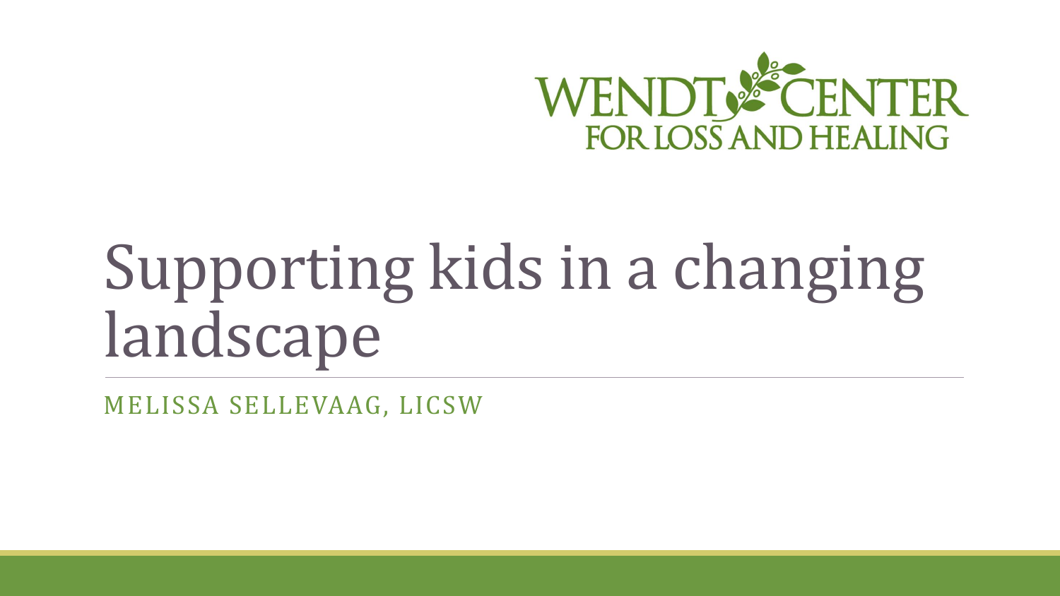WENDT CENTER
FOR LOSS AND HEALING

# Supporting kids in a changing landscape

MELISSA SELLEVAAG, LICSW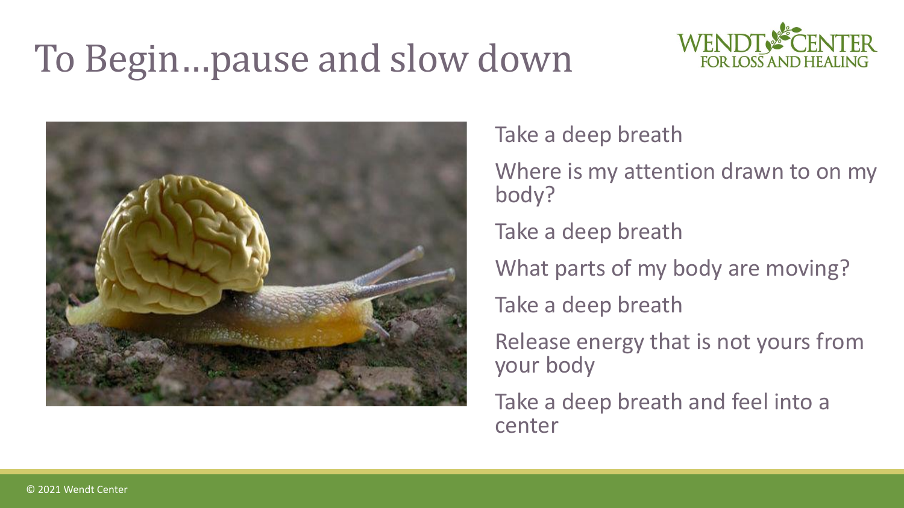# To Begin…pause and slow down

Take a deep breath

Where is my attention drawn to on my body?

Take a deep breath

What parts of my body are moving?

Take a deep breath

Release energy that is not yours from your body

Take a deep breath and feel into a center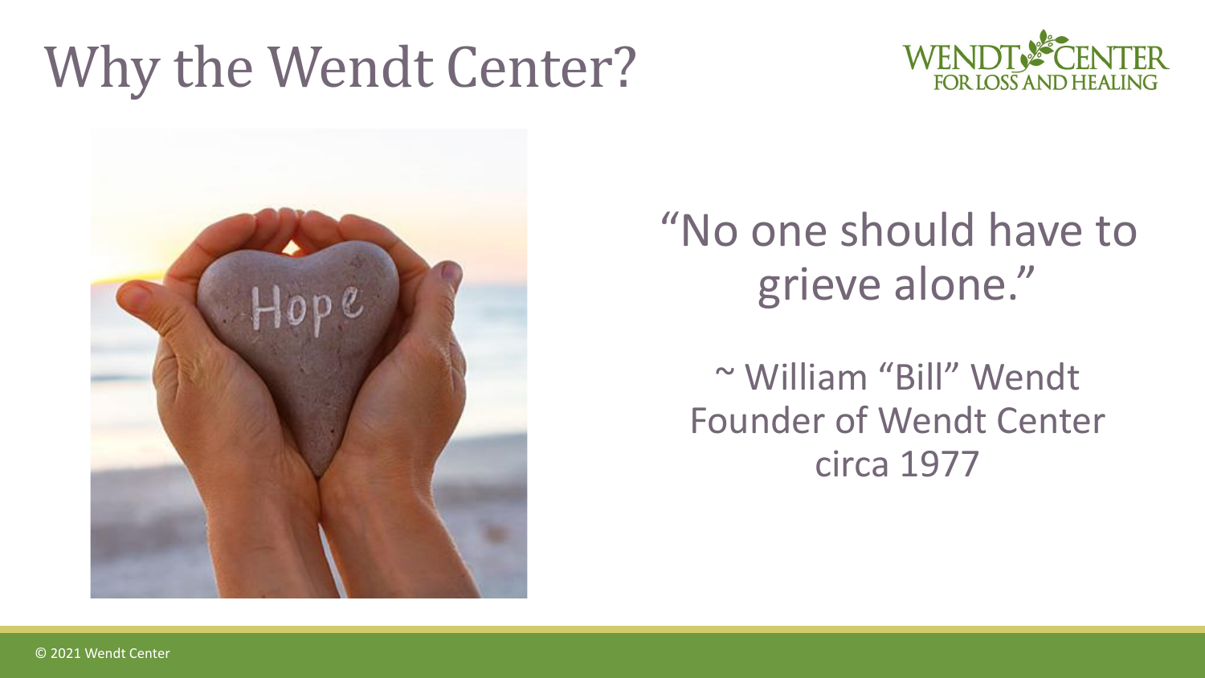# Why the Wendt Center?

“No one should have to grieve alone.”

~ William “Bill” Wendt
Founder of Wendt Center
circa 1977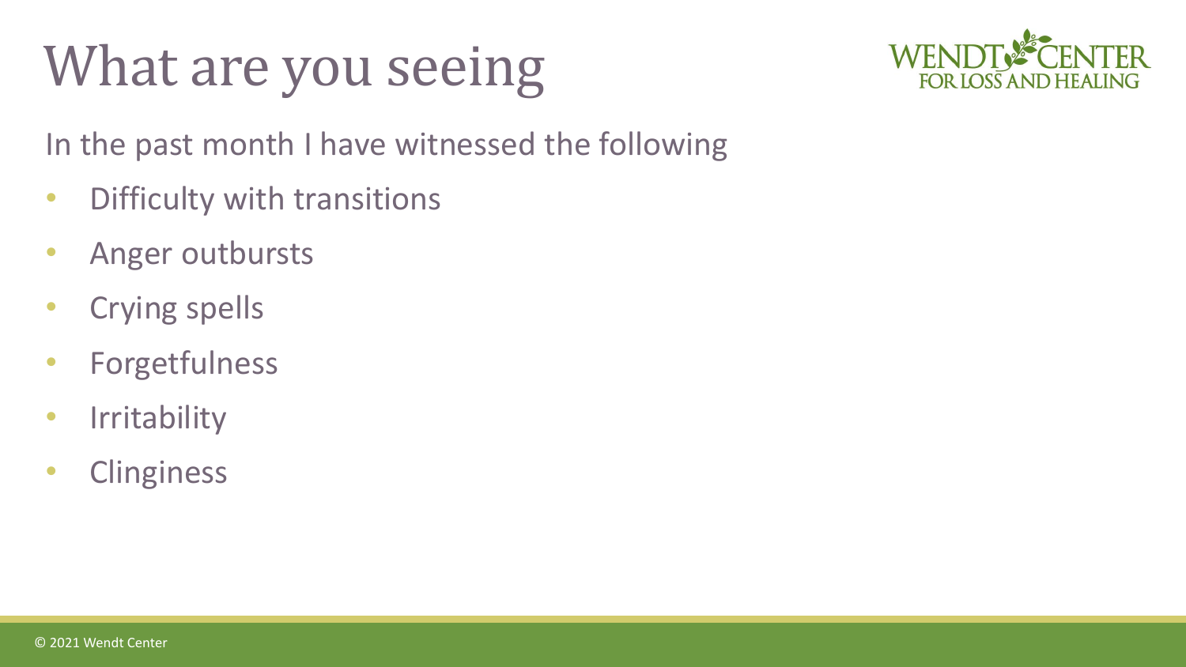# What are you seeing

In the past month I have witnessed the following

- Difficulty with transitions
- Anger outbursts
- Crying spells
- Forgetfulness
- Irritability
- Clinginess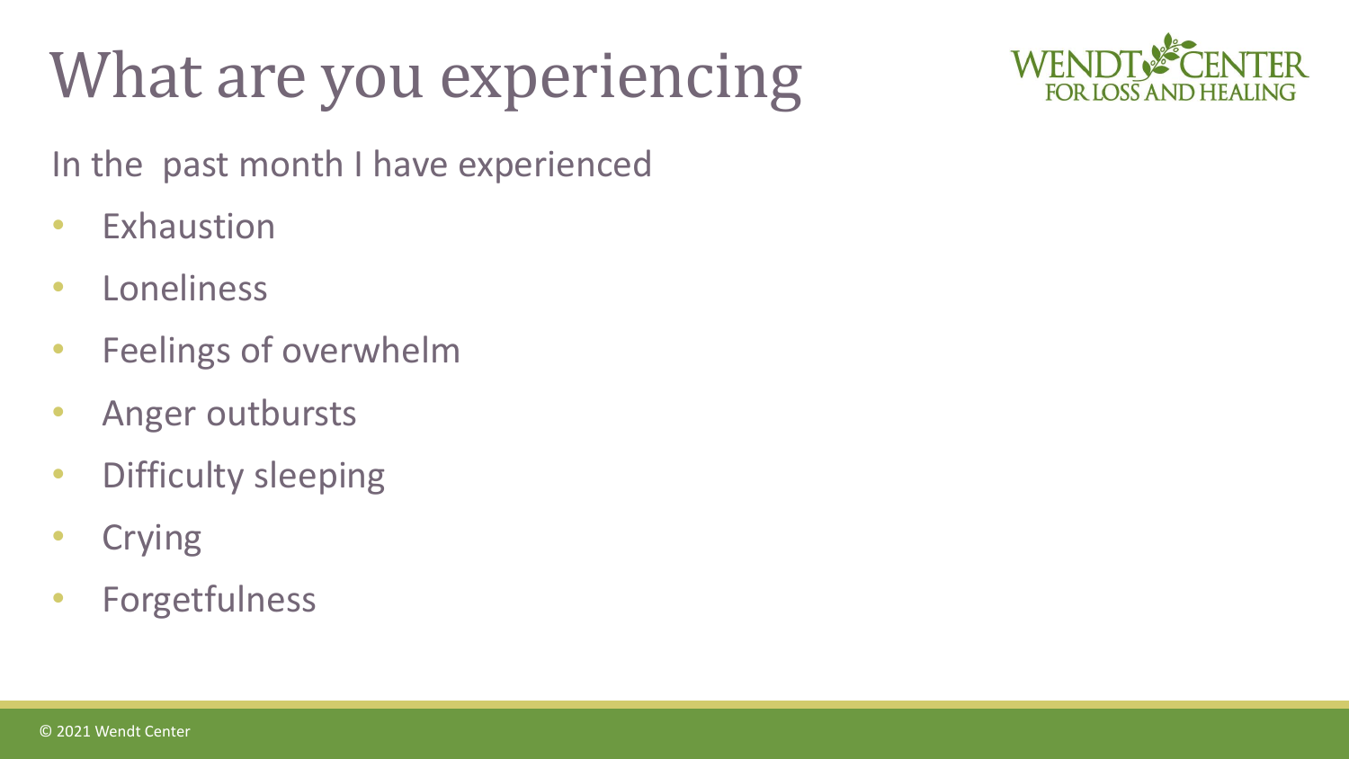# What are you experiencing

In the past month I have experienced

- Exhaustion
- Loneliness
- Feelings of overwhelm
- Anger outbursts
- Difficulty sleeping
- Crying
- Forgetfulness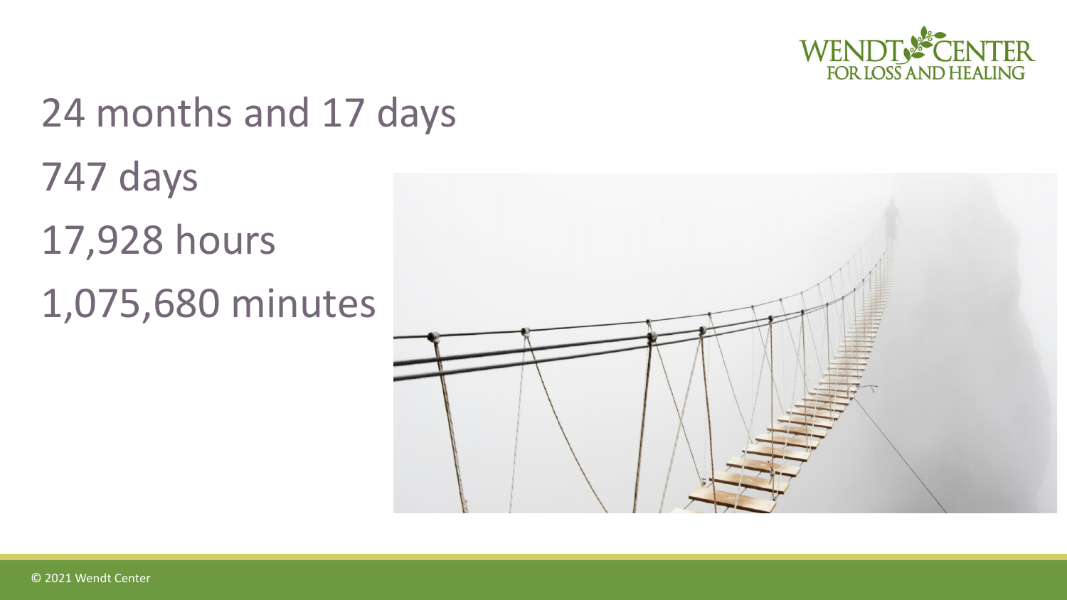24 months and 17 days

747 days

17,928 hours

1,075,680 minutes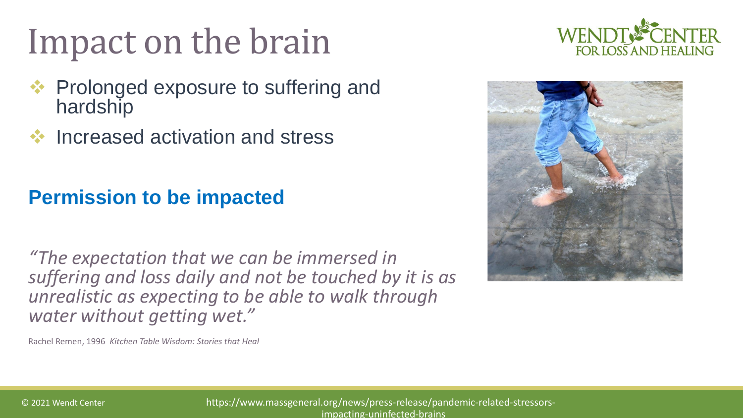# Impact on the brain

- Prolonged exposure to suffering and hardship
- Increased activation and stress

## Permission to be impacted

*"The expectation that we can be immersed in suffering and loss daily and not be touched by it is as unrealistic as expecting to be able to walk through water without getting wet."*

Rachel Remen, 1996 *Kitchen Table Wisdom: Stories that Heal*

https://www.massgeneral.org/news/press-release/pandemic-related-stressors-impacting-uninfected-brains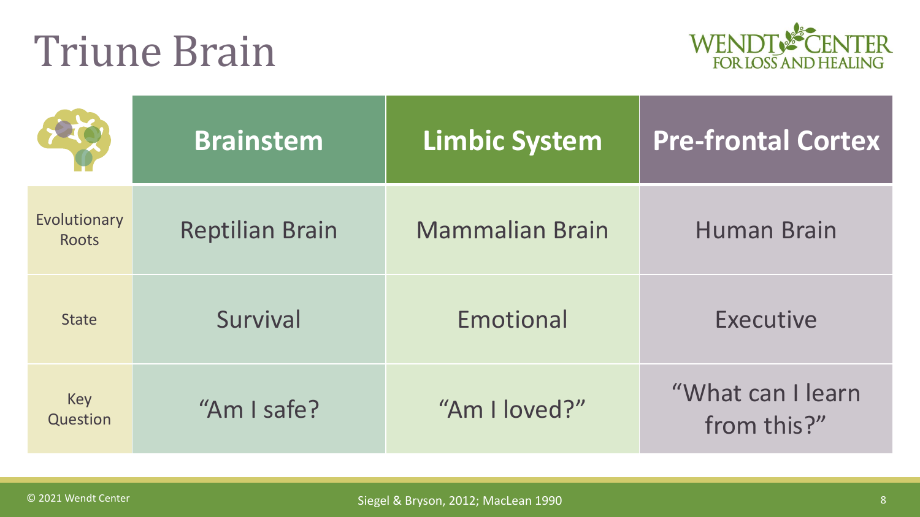# Triune Brain

WENDT CENTER FOR LOSS AND HEALING

| | Brainstem | Limbic System | Pre-frontal Cortex |
|---|---|---|---|
| Evolutionary Roots | Reptilian Brain | Mammalian Brain | Human Brain |
| State | Survival | Emotional | Executive |
| Key Question | "Am I safe? | "Am I loved?" | "What can I learn from this?" |

© 2021 Wendt Center

Siegel & Bryson, 2012; MacLean 1990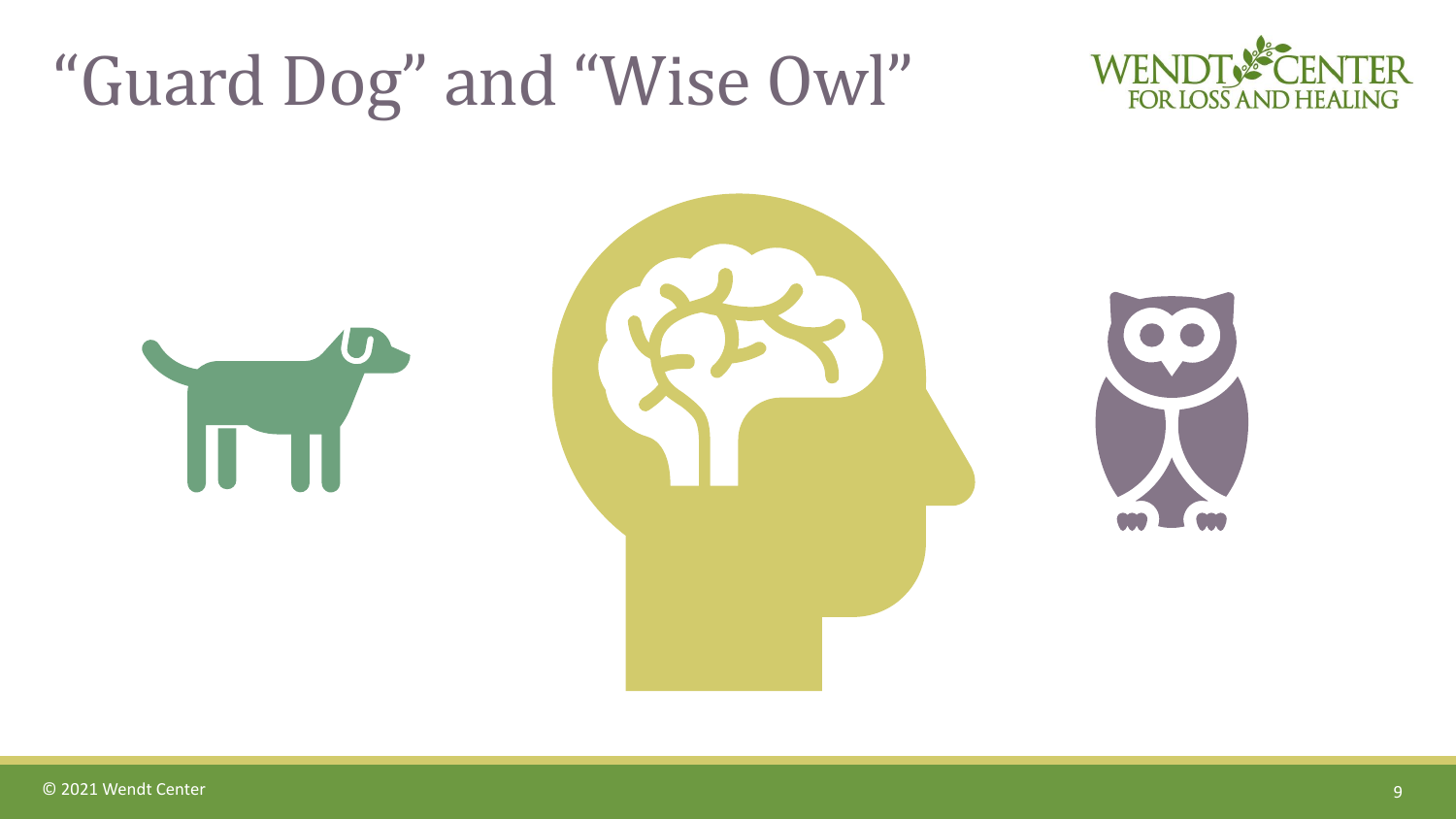# "Guard Dog" and "Wise Owl"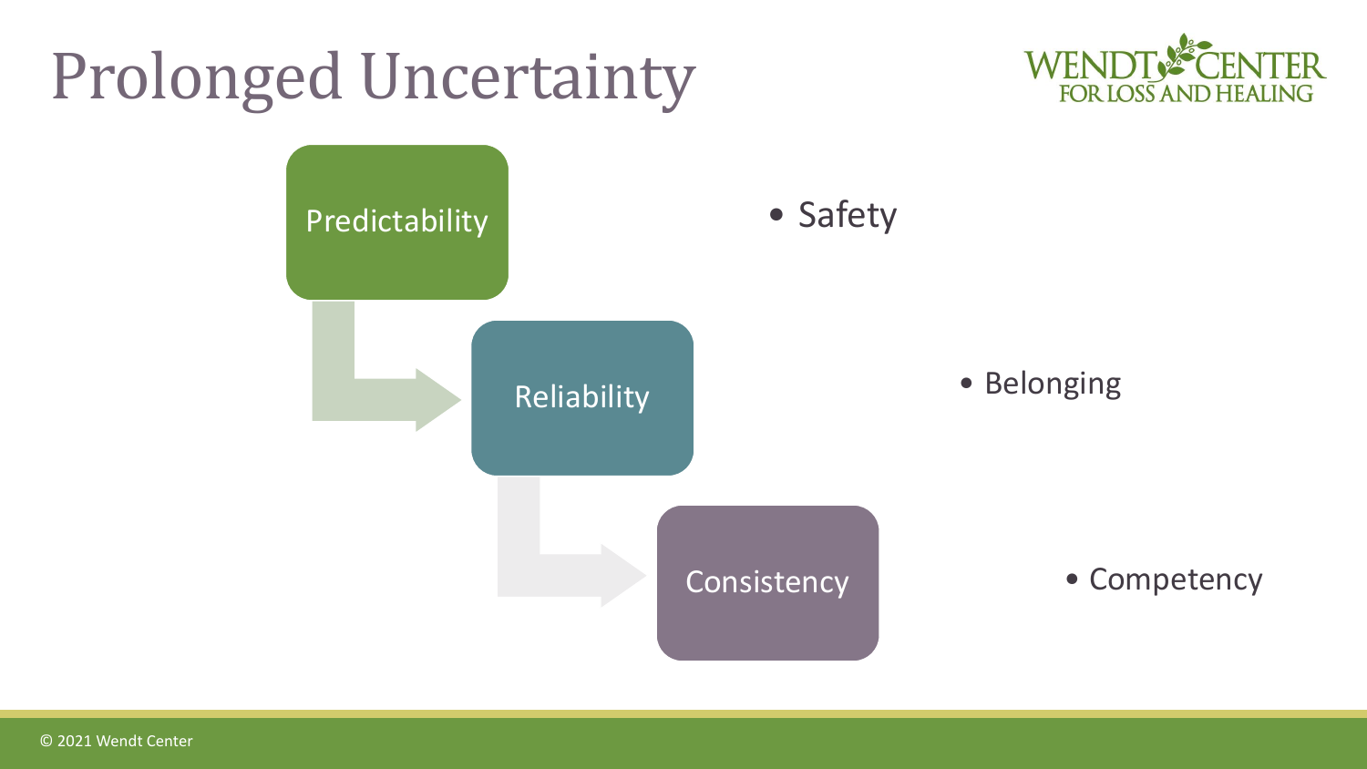# Prolonged Uncertainty

- Predictability
- Reliability
- Consistency

- Safety
- Belonging
- Competency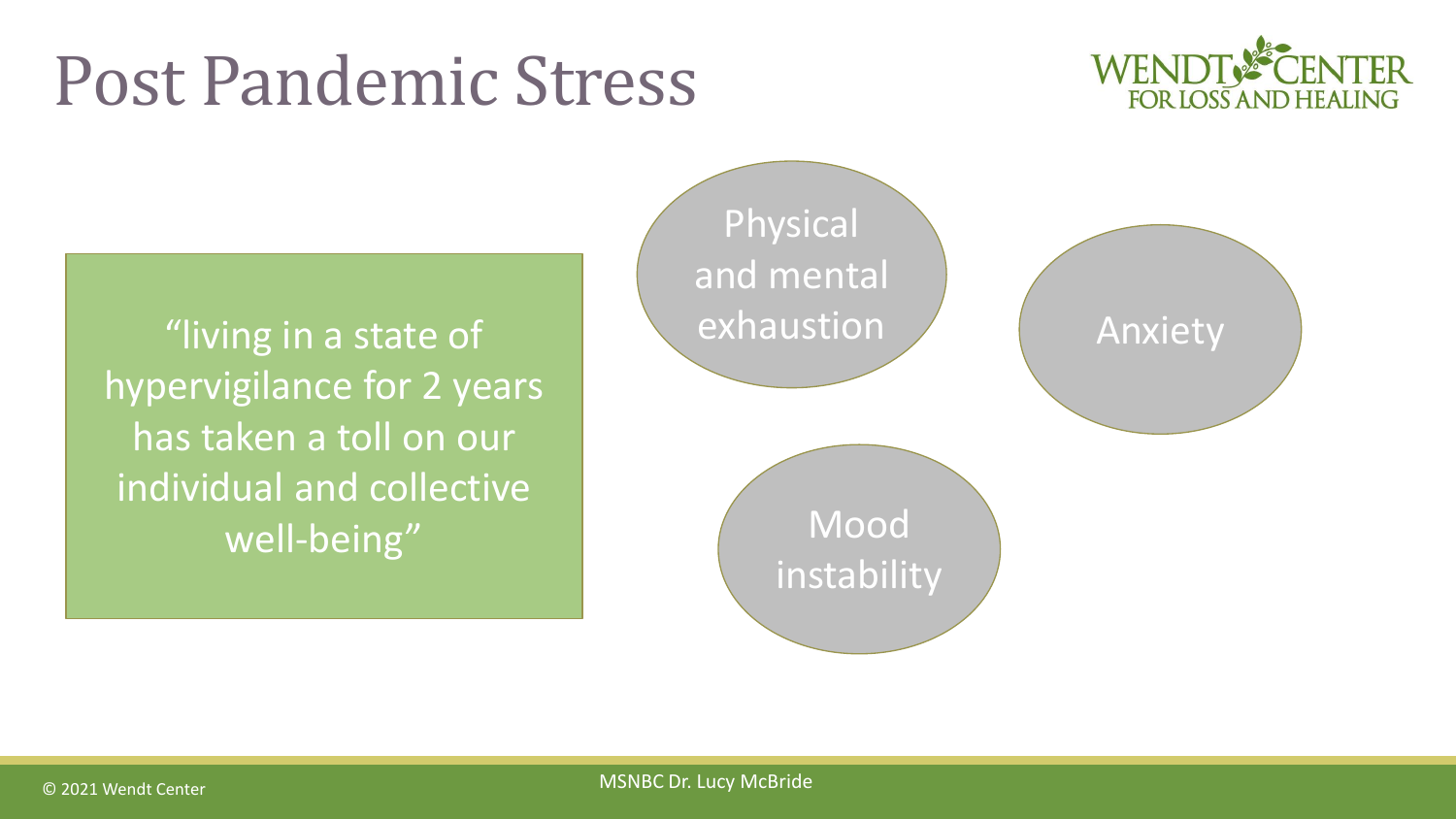# Post Pandemic Stress

"living in a state of hypervigilance for 2 years has taken a toll on our individual and collective well-being"

- Physical and mental exhaustion
- Anxiety
- Mood instability

MSNBC Dr. Lucy McBride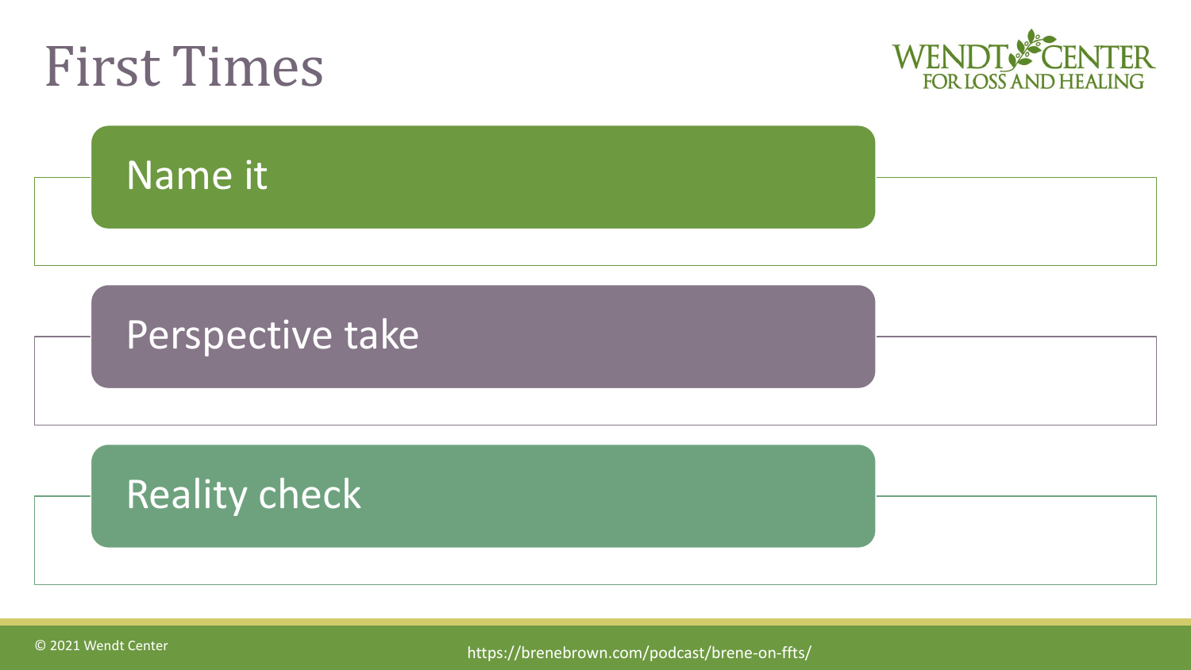# First Times

- Name it
- Perspective take
- Reality check

https://brenebrown.com/podcast/brene-on-ffts/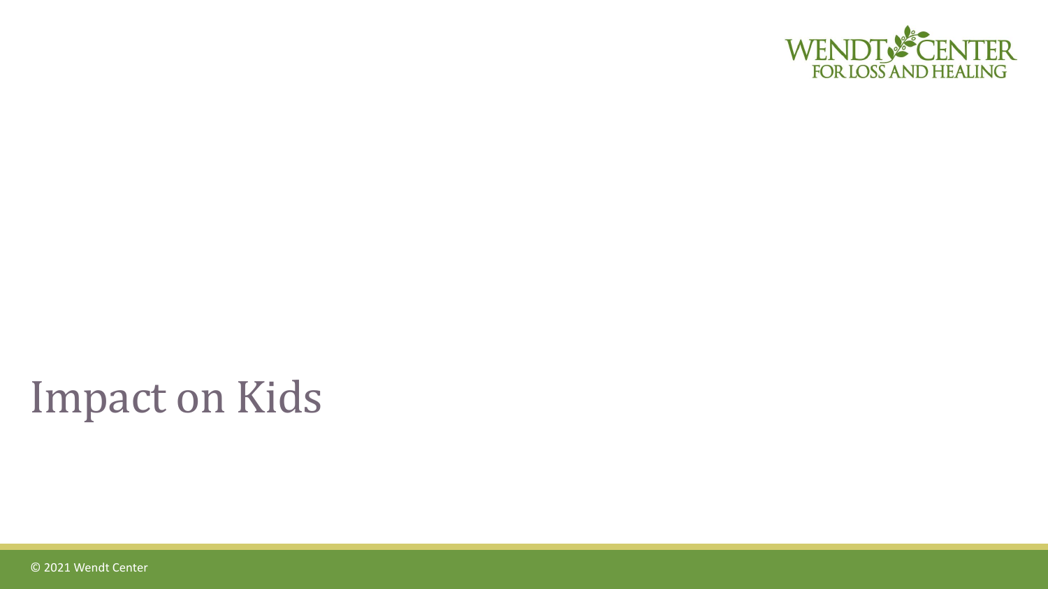# Impact on Kids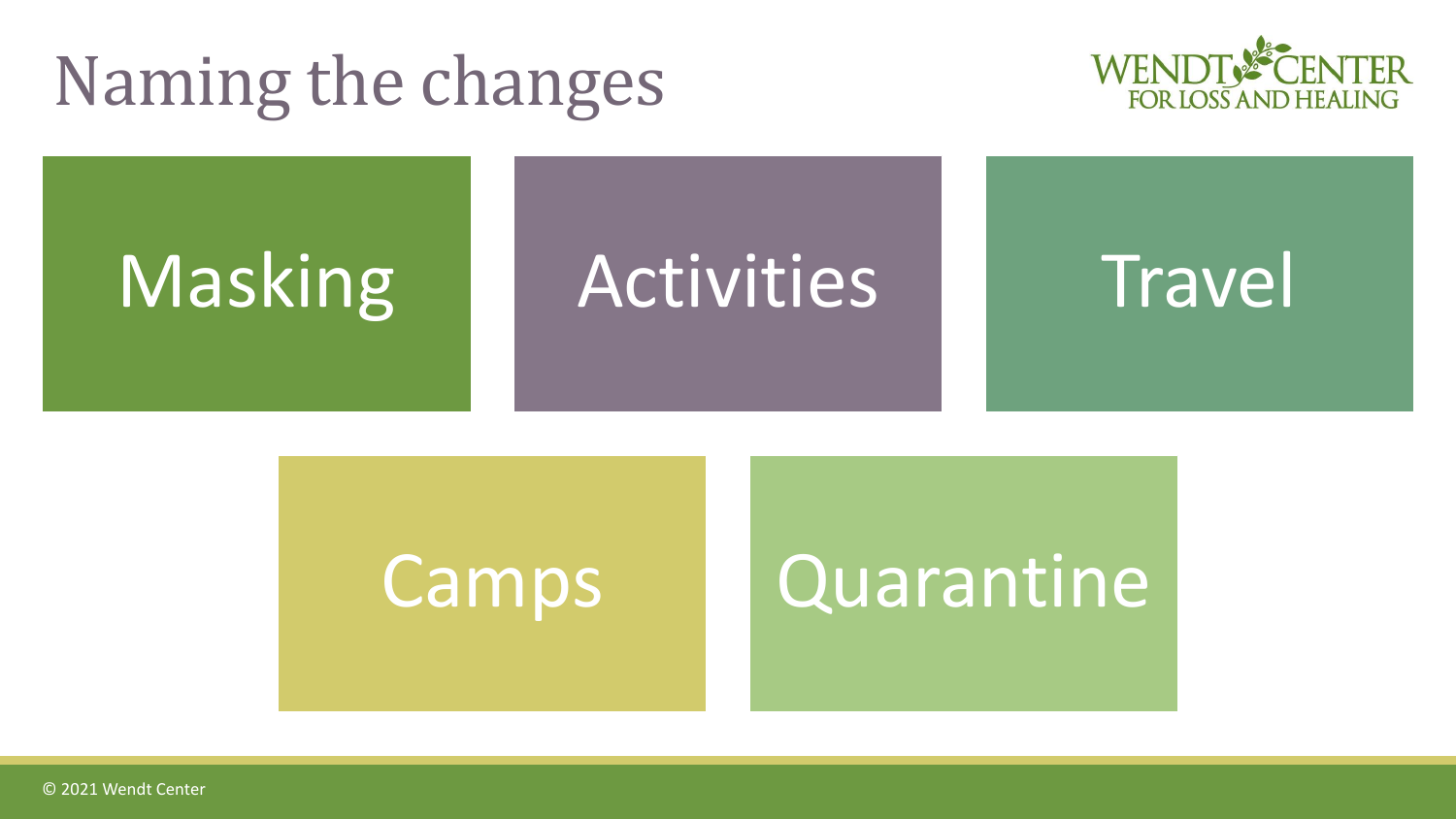# Naming the changes

- Masking
- Activities
- Travel
- Camps
- Quarantine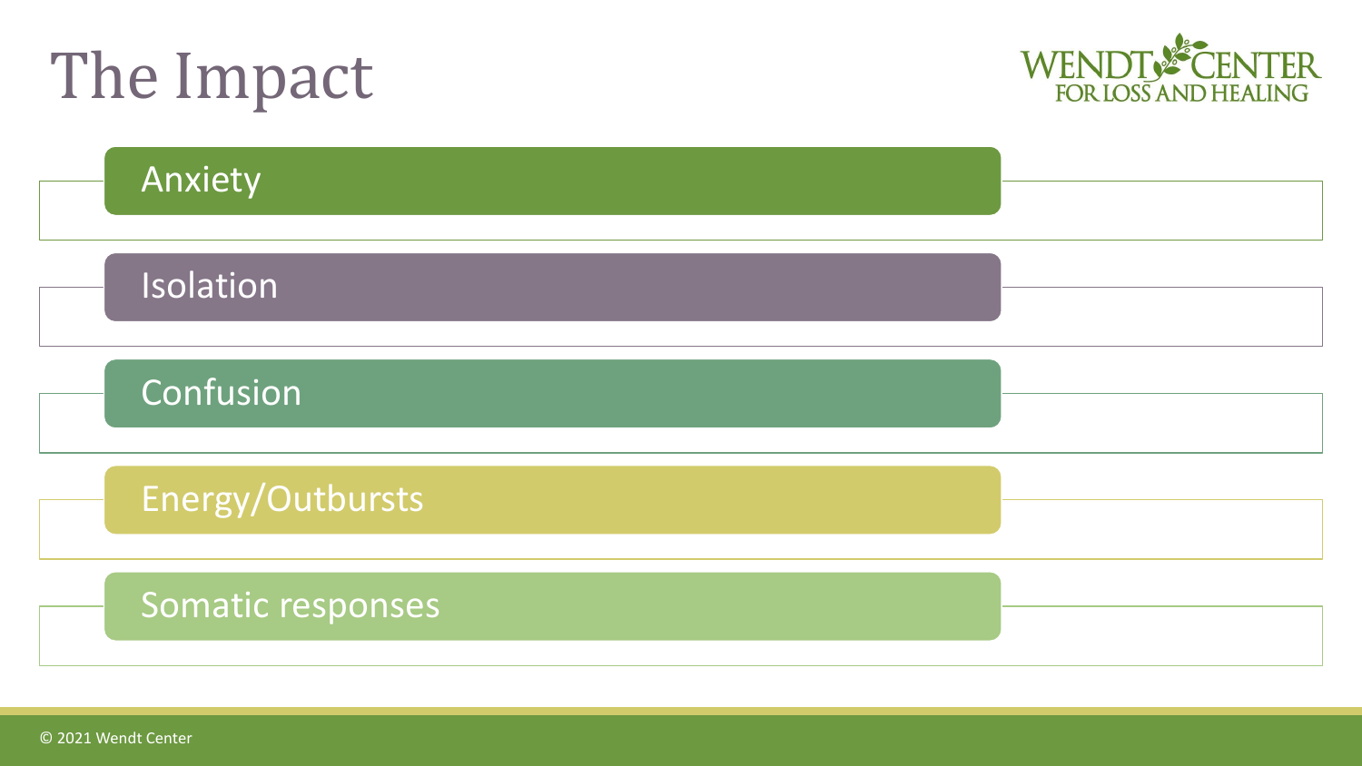# The Impact

- Anxiety
- Isolation
- Confusion
- Energy/Outbursts
- Somatic responses

© 2021 Wendt Center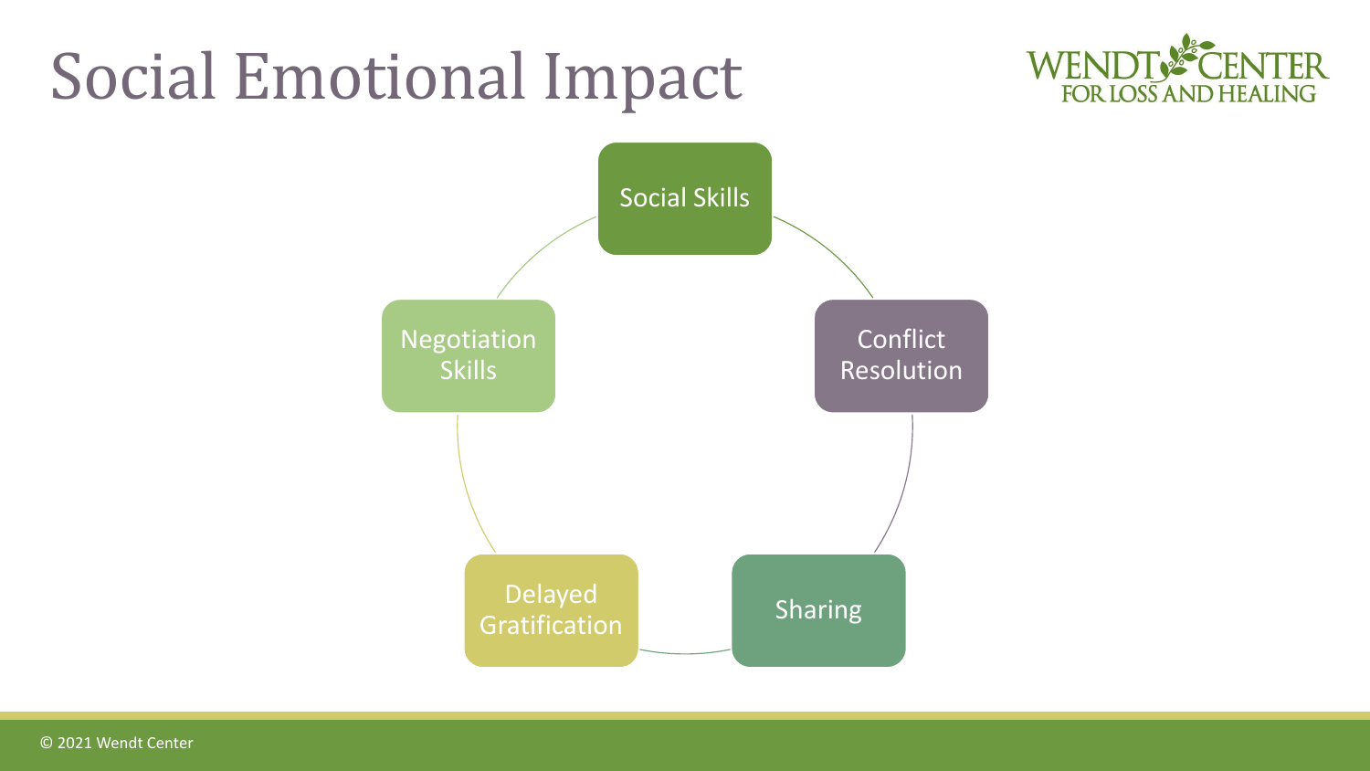# Social Emotional Impact

- Social Skills
- Conflict Resolution
- Sharing
- Delayed Gratification
- Negotiation Skills

© 2021 Wendt Center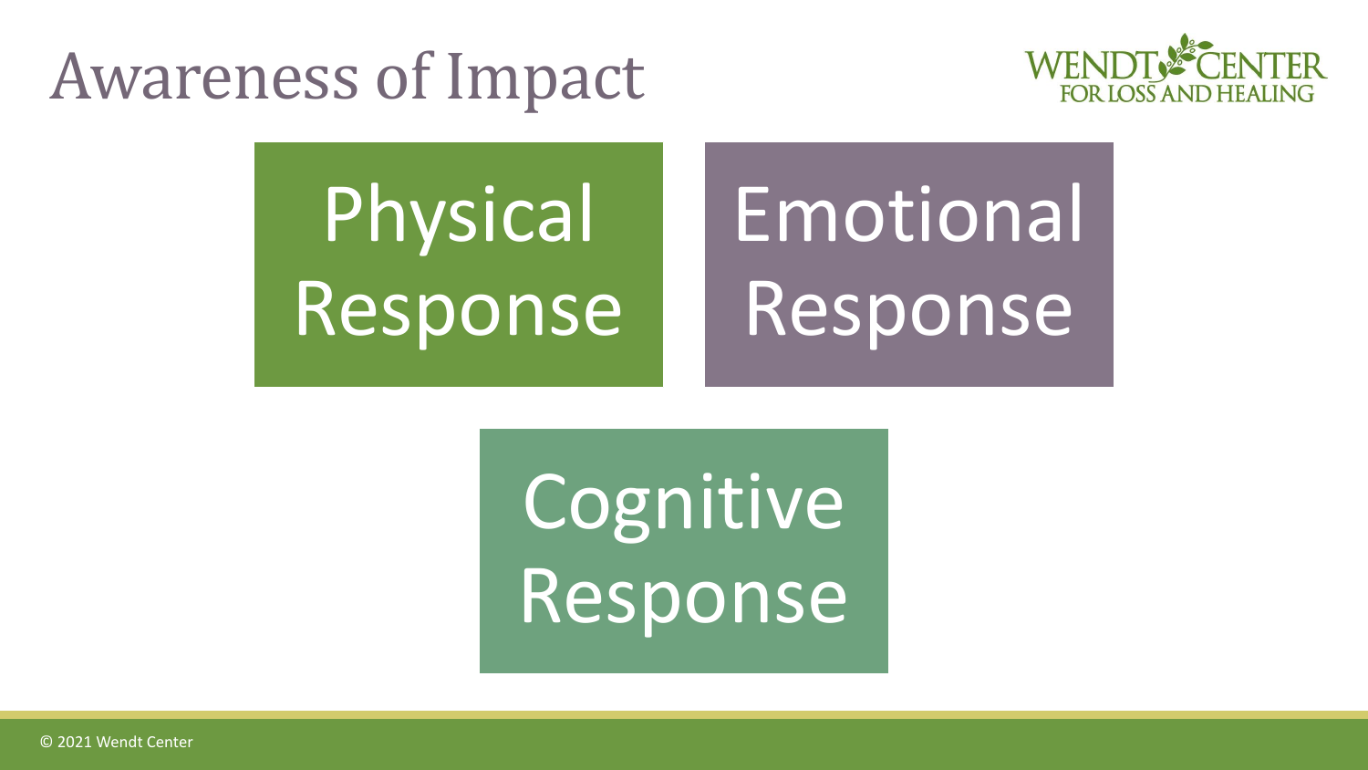# Awareness of Impact

Physical Response

Emotional Response

Cognitive Response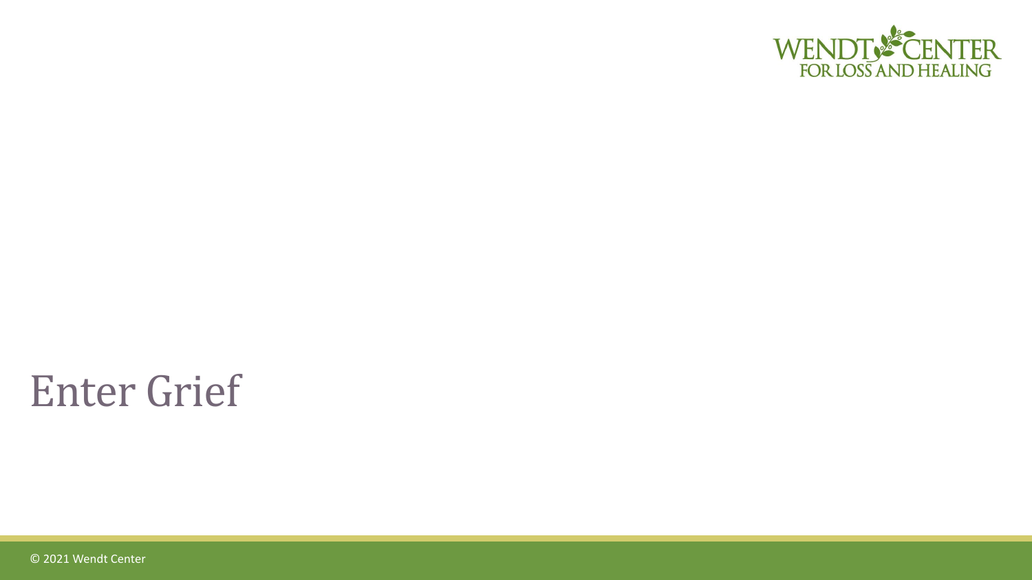# Enter Grief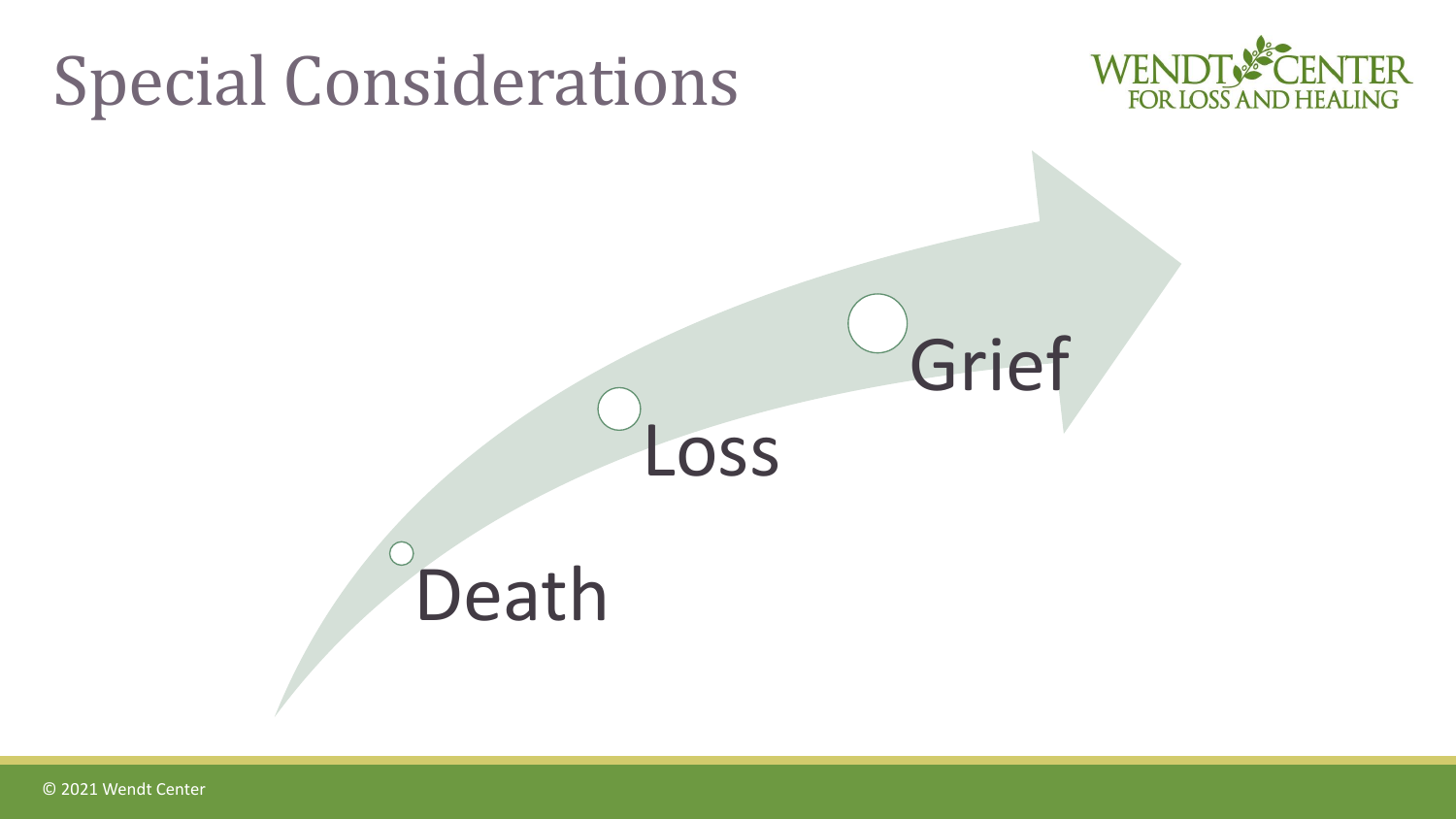# Special Considerations

- Death
- Loss
- Grief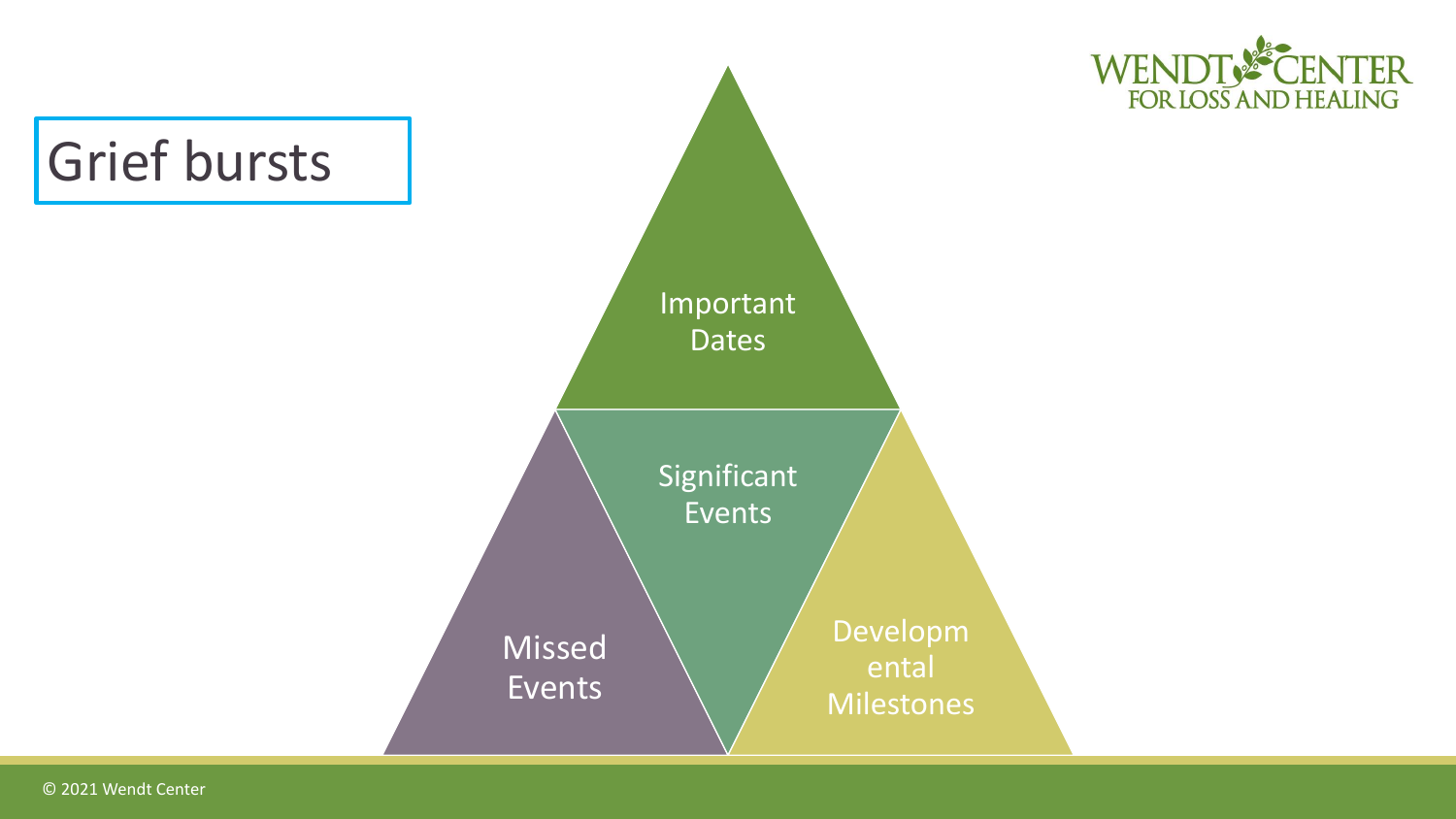# Grief bursts

- Important Dates
- Significant Events
- Missed Events
- Developmental Milestones

© 2021 Wendt Center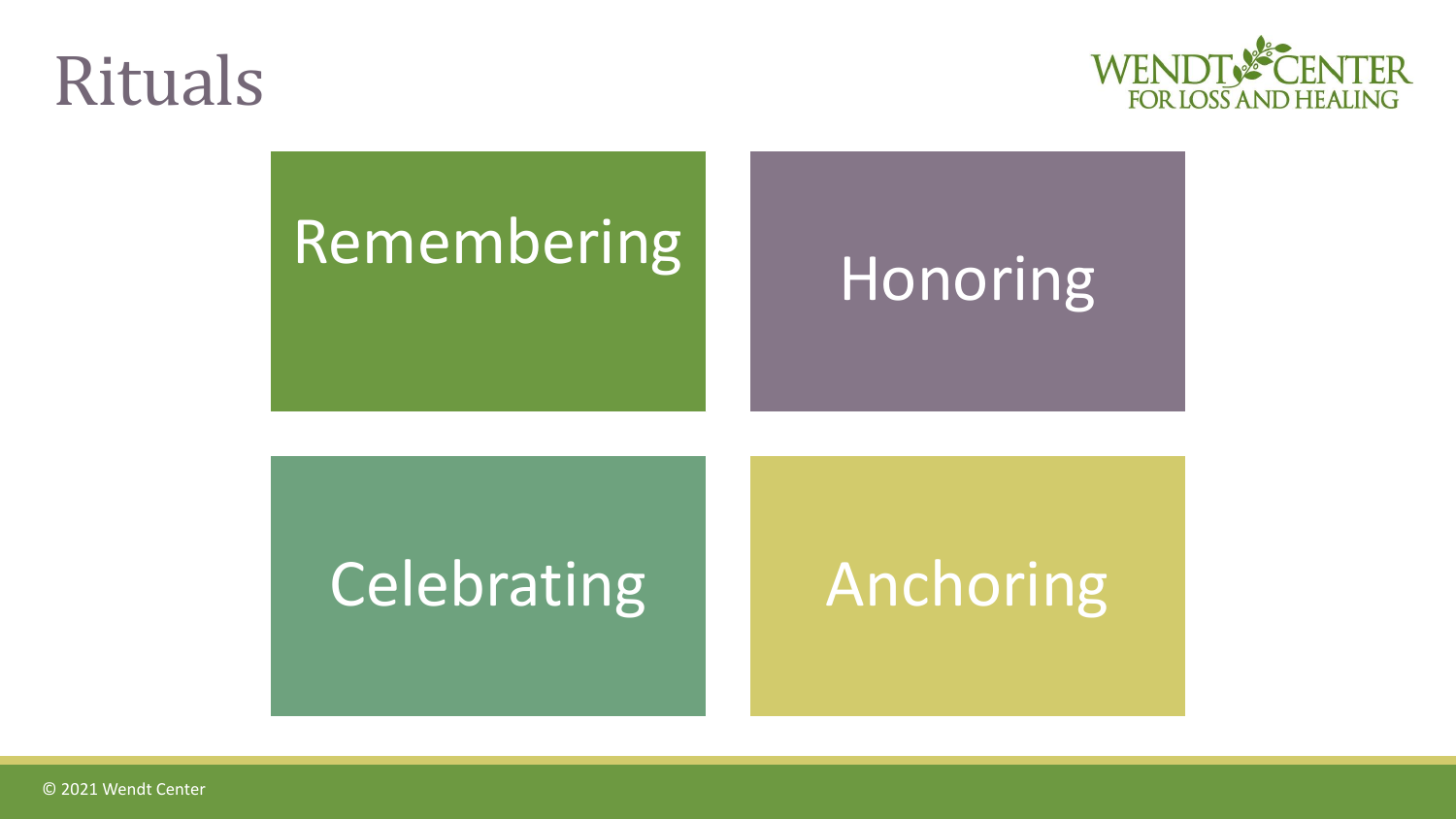# Rituals

- Remembering
- Honoring
- Celebrating
- Anchoring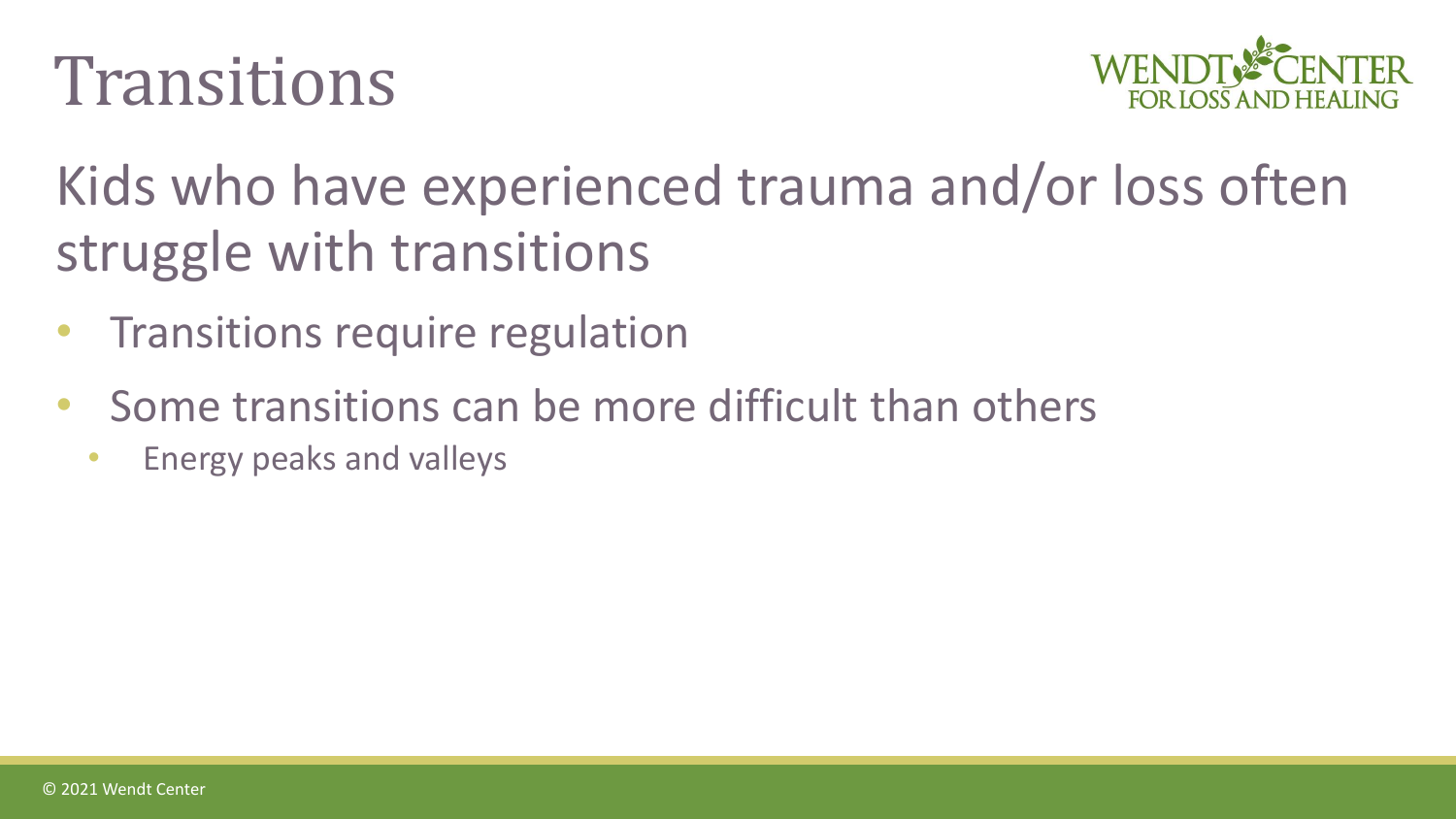# Transitions

Kids who have experienced trauma and/or loss often struggle with transitions

- Transitions require regulation
- Some transitions can be more difficult than others
  - Energy peaks and valleys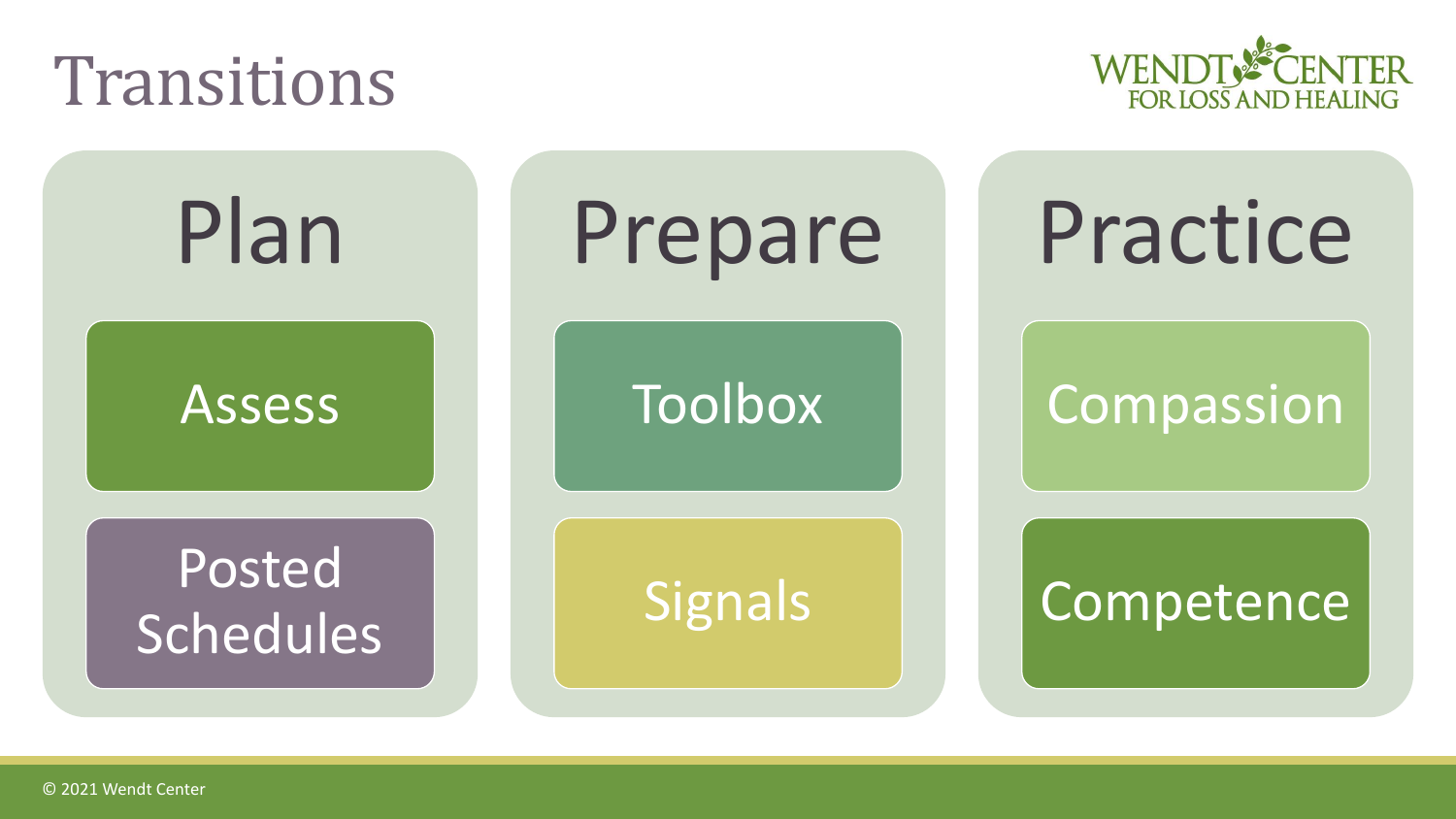# Transitions

WENDT CENTER FOR LOSS AND HEALING

## Plan

- Assess
- Posted Schedules

## Prepare

- Toolbox
- Signals

## Practice

- Compassion
- Competence

© 2021 Wendt Center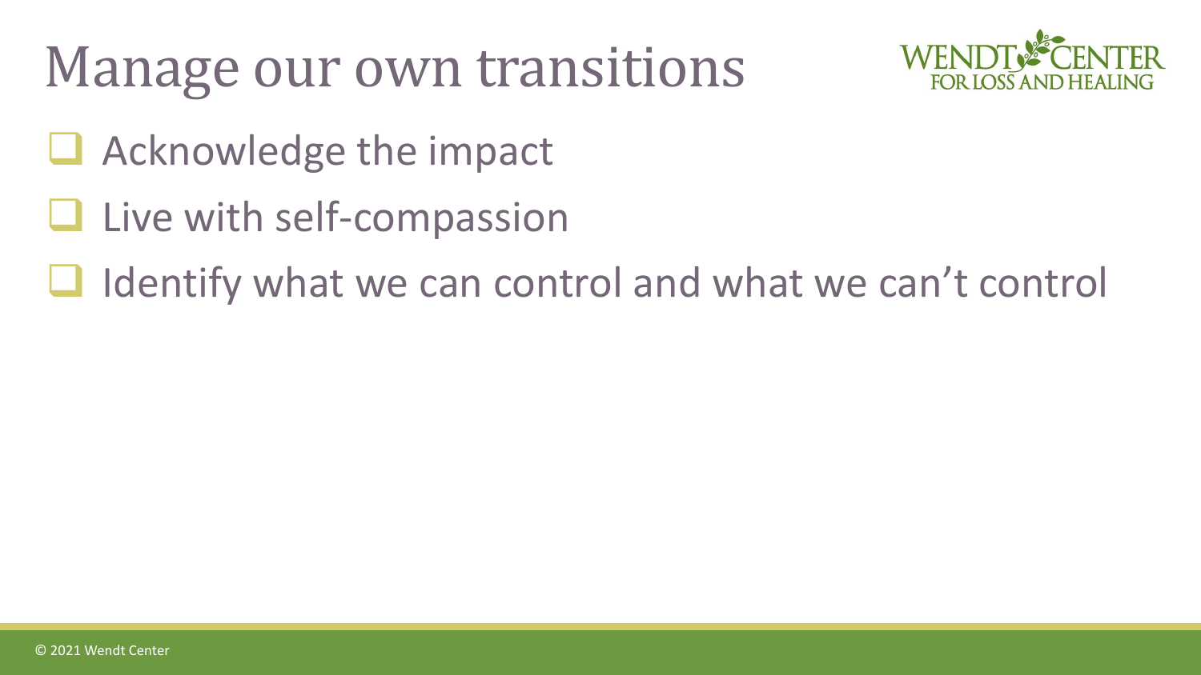# Manage our own transitions

- [ ] Acknowledge the impact
- [ ] Live with self-compassion
- [ ] Identify what we can control and what we can't control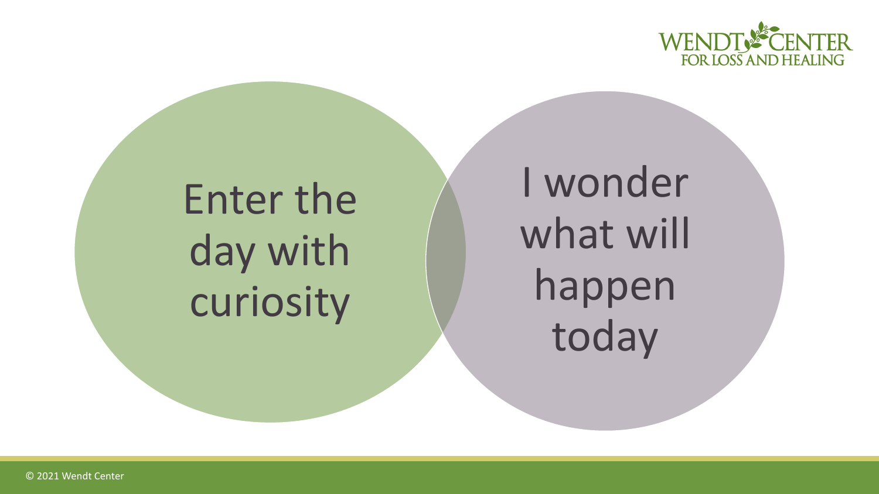Enter the day with curiosity

I wonder what will happen today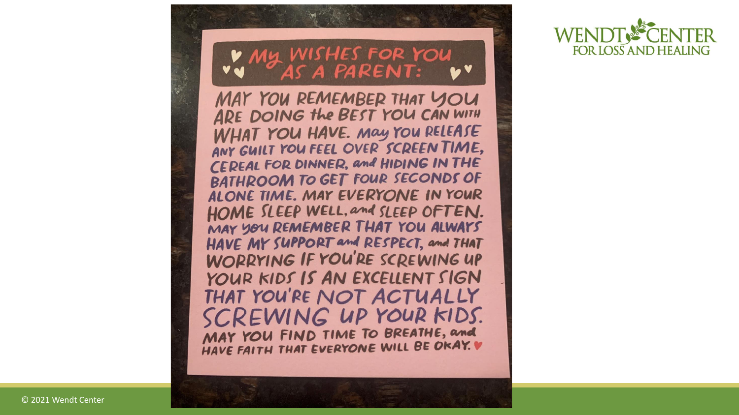## My Wishes for You as a Parent:

MAY YOU REMEMBER THAT YOU ARE DOING THE BEST YOU CAN WITH WHAT YOU HAVE. MAY YOU RELEASE ANY GUILT YOU FEEL OVER SCREEN TIME, CEREAL FOR DINNER, AND HIDING IN THE BATHROOM TO GET FOUR SECONDS OF ALONE TIME. MAY EVERYONE IN YOUR HOME SLEEP WELL, AND SLEEP OFTEN. MAY YOU REMEMBER THAT YOU ALWAYS HAVE MY SUPPORT AND RESPECT, AND THAT WORRYING IF YOU'RE SCREWING UP YOUR KIDS IS AN EXCELLENT SIGN THAT YOU'RE NOT ACTUALLY SCREWING UP YOUR KIDS. MAY YOU FIND TIME TO BREATHE, AND HAVE FAITH THAT EVERYONE WILL BE OKAY.

WENDT CENTER FOR LOSS AND HEALING

© 2021 Wendt Center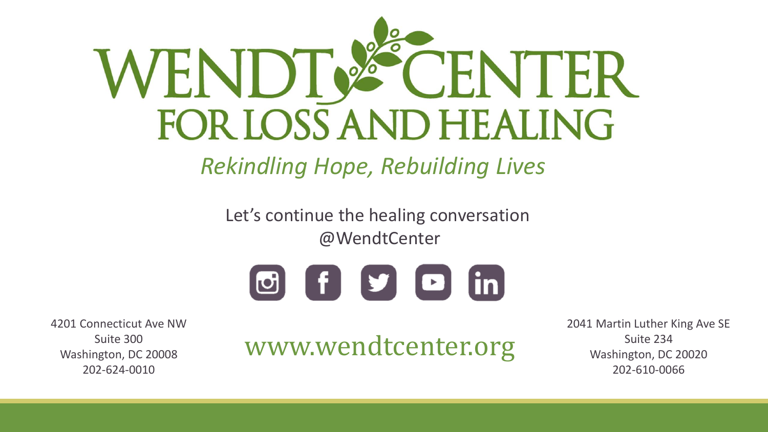# WENDT CENTER FOR LOSS AND HEALING

*Rekindling Hope, Rebuilding Lives*

Let's continue the healing conversation
@WendtCenter

4201 Connecticut Ave NW
Suite 300
Washington, DC 20008
202-624-0010

www.wendtcenter.org

2041 Martin Luther King Ave SE
Suite 234
Washington, DC 20020
202-610-0066